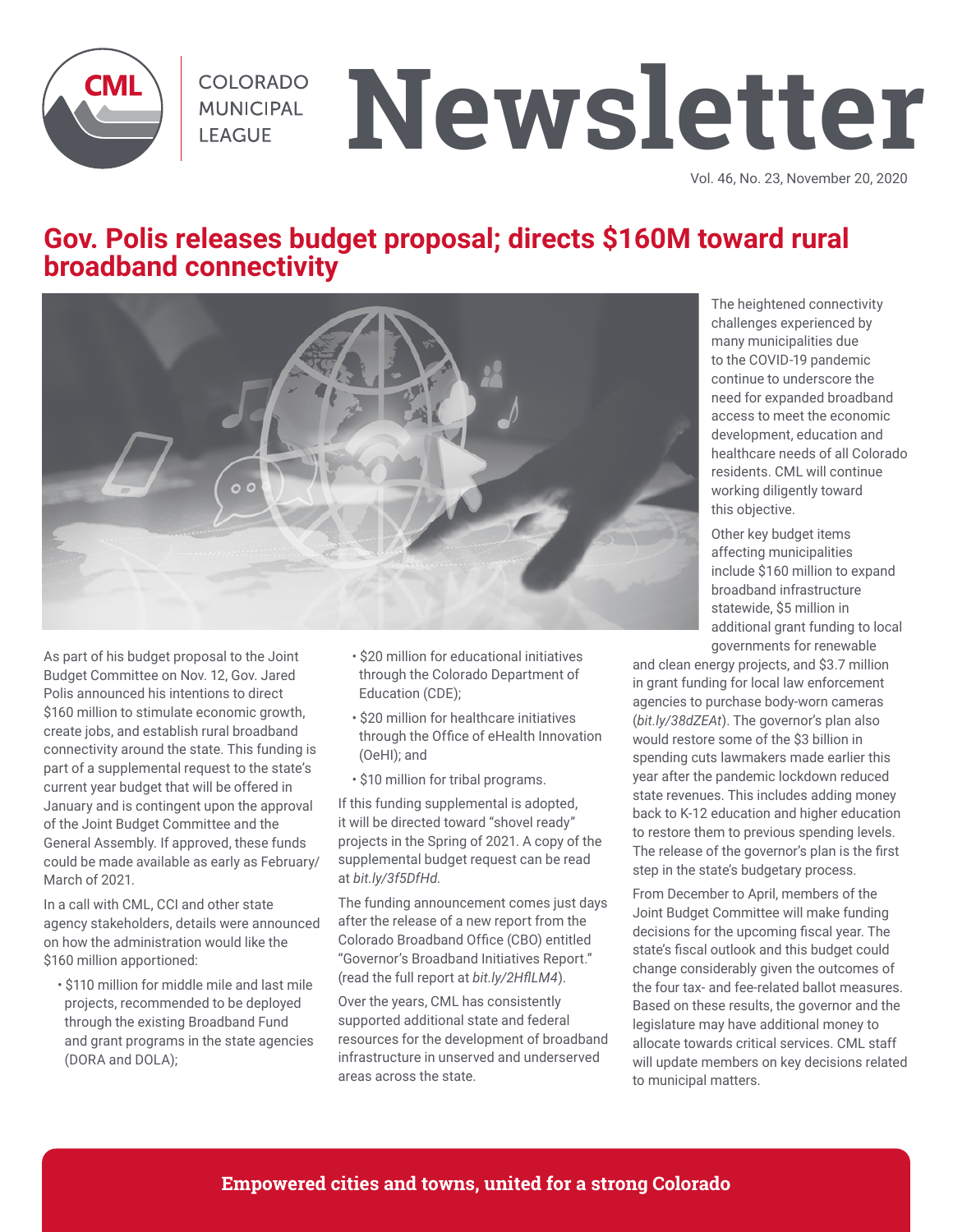# COLORADO MUNICIPAL LEAGUE Newsletter

Vol. 46, No. 23, November 20, 2020

## Gov. Polis releases budget proposal; directs $160M toward rural broadband connectivity

As part of his budget proposal to the Joint Budget Committee on Nov. 12, Gov. Jared Polis announced his intentions to direct $160 million to stimulate economic growth, create jobs, and establish rural broadband connectivity around the state. This funding is part of a supplemental request to the state's current year budget that will be offered in January and is contingent upon the approval of the Joint Budget Committee and the General Assembly. If approved, these funds could be made available as early as February/March of 2021.

In a call with CML, CCI and other state agency stakeholders, details were announced on how the administration would like the $160 million apportioned:

- $110 million for middle mile and last mile projects, recommended to be deployed through the existing Broadband Fund and grant programs in the state agencies (DORA and DOLA);
- $20 million for educational initiatives through the Colorado Department of Education (CDE);
- $20 million for healthcare initiatives through the Office of eHealth Innovation (OeHI); and
- $10 million for tribal programs.

If this funding supplemental is adopted, it will be directed toward "shovel ready" projects in the Spring of 2021. A copy of the supplemental budget request can be read at *bit.ly/3f5DfHd.*

The funding announcement comes just days after the release of a new report from the Colorado Broadband Office (CBO) entitled "Governor's Broadband Initiatives Report." (read the full report at *bit.ly/2HflLM4*).

Over the years, CML has consistently supported additional state and federal resources for the development of broadband infrastructure in unserved and underserved areas across the state.

The heightened connectivity challenges experienced by many municipalities due to the COVID-19 pandemic continue to underscore the need for expanded broadband access to meet the economic development, education and healthcare needs of all Colorado residents. CML will continue working diligently toward this objective.

Other key budget items affecting municipalities include $160 million to expand broadband infrastructure statewide, $5 million in additional grant funding to local governments for renewable and clean energy projects, and $3.7 million in grant funding for local law enforcement agencies to purchase body-worn cameras (*bit.ly/38dZEAt*). The governor's plan also would restore some of the $3 billion in spending cuts lawmakers made earlier this year after the pandemic lockdown reduced state revenues. This includes adding money back to K-12 education and higher education to restore them to previous spending levels. The release of the governor's plan is the first step in the state's budgetary process.

From December to April, members of the Joint Budget Committee will make funding decisions for the upcoming fiscal year. The state's fiscal outlook and this budget could change considerably given the outcomes of the four tax- and fee-related ballot measures. Based on these results, the governor and the legislature may have additional money to allocate towards critical services. CML staff will update members on key decisions related to municipal matters.

**Empowered cities and towns, united for a strong Colorado**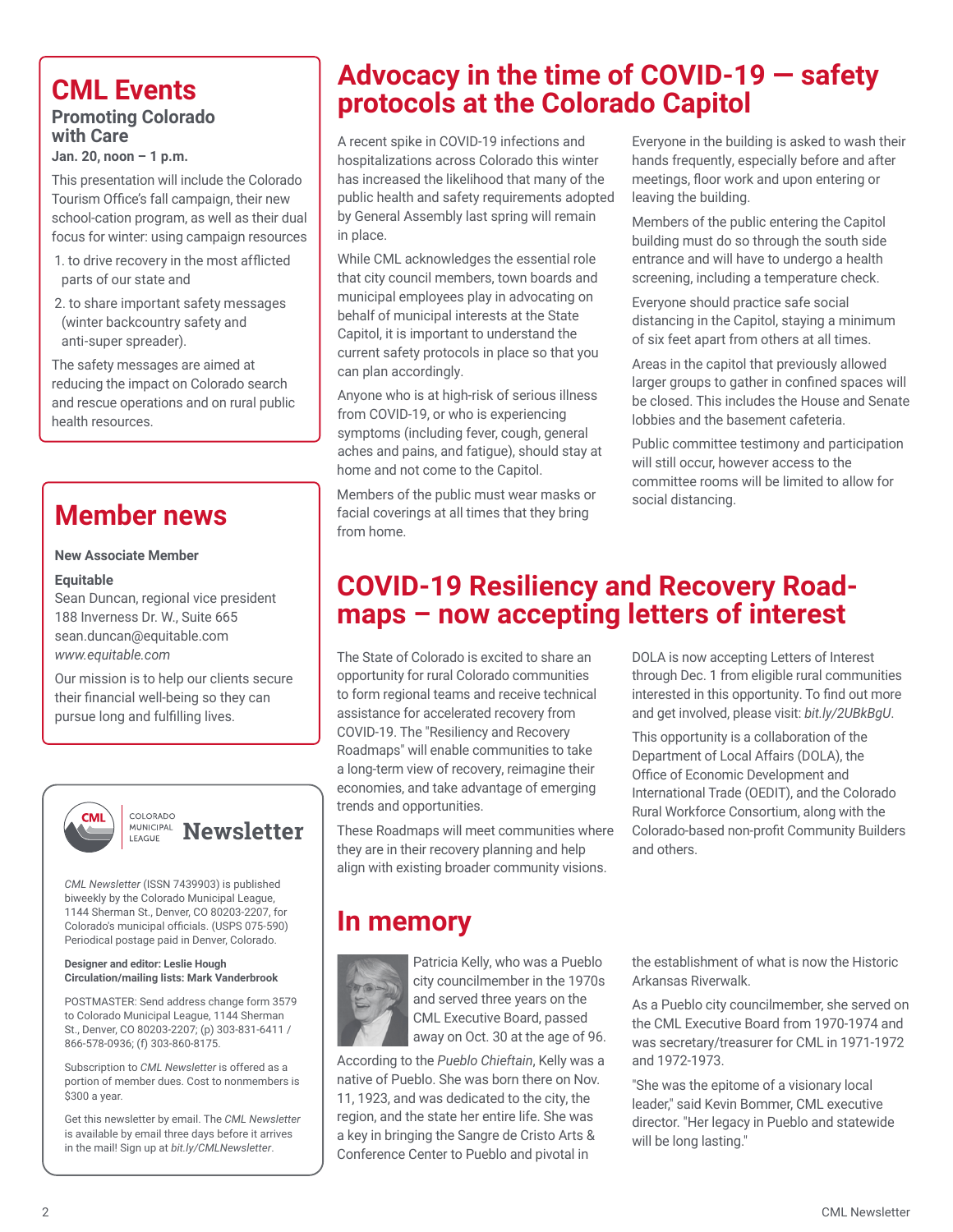## CML Events

### Promoting Colorado with Care

**Jan. 20, noon – 1 p.m.**

This presentation will include the Colorado Tourism Office's fall campaign, their new school-cation program, as well as their dual focus for winter: using campaign resources

1. to drive recovery in the most afflicted parts of our state and
2. to share important safety messages (winter backcountry safety and anti-super spreader).

The safety messages are aimed at reducing the impact on Colorado search and rescue operations and on rural public health resources.

## Member news

**New Associate Member**

**Equitable**
Sean Duncan, regional vice president
188 Inverness Dr. W., Suite 665
sean.duncan@equitable.com
*www.equitable.com*

Our mission is to help our clients secure their financial well-being so they can pursue long and fulfilling lives.

CML COLORADO MUNICIPAL LEAGUE **Newsletter**

*CML Newsletter* (ISSN 7439903) is published biweekly by the Colorado Municipal League, 1144 Sherman St., Denver, CO 80203-2207, for Colorado's municipal officials. (USPS 075-590) Periodical postage paid in Denver, Colorado.

**Designer and editor: Leslie Hough**
**Circulation/mailing lists: Mark Vanderbrook**

POSTMASTER: Send address change form 3579 to Colorado Municipal League, 1144 Sherman St., Denver, CO 80203-2207; (p) 303-831-6411 / 866-578-0936; (f) 303-860-8175.

Subscription to *CML Newsletter* is offered as a portion of member dues. Cost to nonmembers is $300 a year.

Get this newsletter by email. The *CML Newsletter* is available by email three days before it arrives in the mail! Sign up at *bit.ly/CMLNewsletter*.

# Advocacy in the time of COVID-19 — safety protocols at the Colorado Capitol

A recent spike in COVID-19 infections and hospitalizations across Colorado this winter has increased the likelihood that many of the public health and safety requirements adopted by General Assembly last spring will remain in place.

While CML acknowledges the essential role that city council members, town boards and municipal employees play in advocating on behalf of municipal interests at the State Capitol, it is important to understand the current safety protocols in place so that you can plan accordingly.

Anyone who is at high-risk of serious illness from COVID-19, or who is experiencing symptoms (including fever, cough, general aches and pains, and fatigue), should stay at home and not come to the Capitol.

Members of the public must wear masks or facial coverings at all times that they bring from home.

Everyone in the building is asked to wash their hands frequently, especially before and after meetings, floor work and upon entering or leaving the building.

Members of the public entering the Capitol building must do so through the south side entrance and will have to undergo a health screening, including a temperature check.

Everyone should practice safe social distancing in the Capitol, staying a minimum of six feet apart from others at all times.

Areas in the capitol that previously allowed larger groups to gather in confined spaces will be closed. This includes the House and Senate lobbies and the basement cafeteria.

Public committee testimony and participation will still occur, however access to the committee rooms will be limited to allow for social distancing.

# COVID-19 Resiliency and Recovery Road-maps – now accepting letters of interest

The State of Colorado is excited to share an opportunity for rural Colorado communities to form regional teams and receive technical assistance for accelerated recovery from COVID-19. The "Resiliency and Recovery Roadmaps" will enable communities to take a long-term view of recovery, reimagine their economies, and take advantage of emerging trends and opportunities.

These Roadmaps will meet communities where they are in their recovery planning and help align with existing broader community visions.

DOLA is now accepting Letters of Interest through Dec. 1 from eligible rural communities interested in this opportunity. To find out more and get involved, please visit: *bit.ly/2UBkBgU*.

This opportunity is a collaboration of the Department of Local Affairs (DOLA), the Office of Economic Development and International Trade (OEDIT), and the Colorado Rural Workforce Consortium, along with the Colorado-based non-profit Community Builders and others.

# In memory

Patricia Kelly, who was a Pueblo city councilmember in the 1970s and served three years on the CML Executive Board, passed away on Oct. 30 at the age of 96.

According to the *Pueblo Chieftain*, Kelly was a native of Pueblo. She was born there on Nov. 11, 1923, and was dedicated to the city, the region, and the state her entire life. She was a key in bringing the Sangre de Cristo Arts & Conference Center to Pueblo and pivotal in the establishment of what is now the Historic Arkansas Riverwalk.

As a Pueblo city councilmember, she served on the CML Executive Board from 1970-1974 and was secretary/treasurer for CML in 1971-1972 and 1972-1973.

"She was the epitome of a visionary local leader," said Kevin Bommer, CML executive director. "Her legacy in Pueblo and statewide will be long lasting."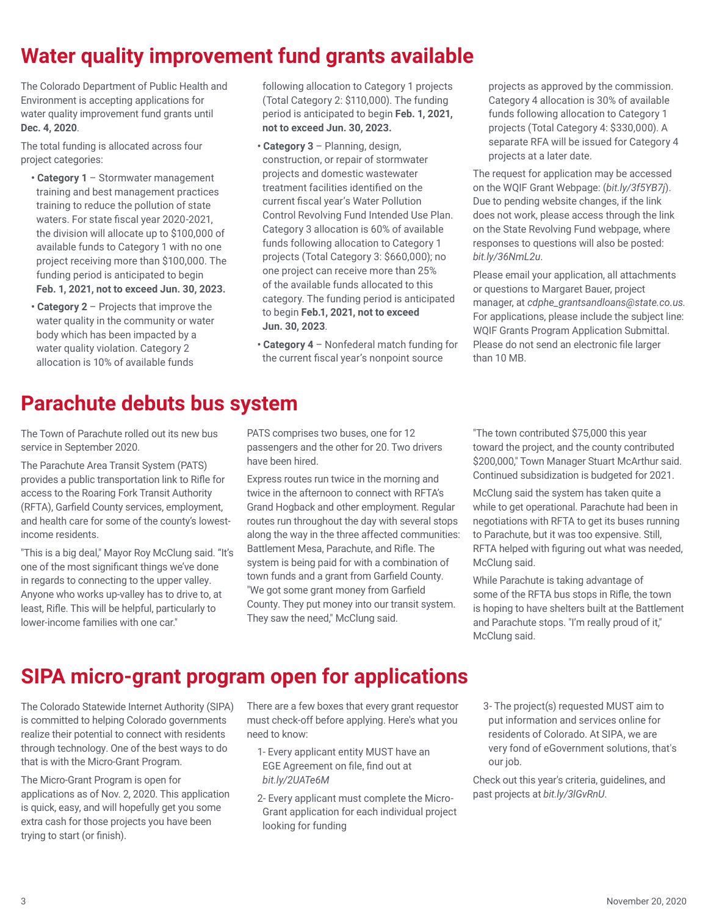# Water quality improvement fund grants available

The Colorado Department of Public Health and Environment is accepting applications for water quality improvement fund grants until **Dec. 4, 2020**.

The total funding is allocated across four project categories:

- **Category 1** – Stormwater management training and best management practices training to reduce the pollution of state waters. For state fiscal year 2020-2021, the division will allocate up to $100,000 of available funds to Category 1 with no one project receiving more than $100,000. The funding period is anticipated to begin **Feb. 1, 2021, not to exceed Jun. 30, 2023.**
- **Category 2** – Projects that improve the water quality in the community or water body which has been impacted by a water quality violation. Category 2 allocation is 10% of available funds following allocation to Category 1 projects (Total Category 2: $110,000). The funding period is anticipated to begin **Feb. 1, 2021, not to exceed Jun. 30, 2023.**
- **Category 3** – Planning, design, construction, or repair of stormwater projects and domestic wastewater treatment facilities identified on the current fiscal year's Water Pollution Control Revolving Fund Intended Use Plan. Category 3 allocation is 60% of available funds following allocation to Category 1 projects (Total Category 3: $660,000); no one project can receive more than 25% of the available funds allocated to this category. The funding period is anticipated to begin **Feb.1, 2021, not to exceed Jun. 30, 2023**.
- **Category 4** – Nonfederal match funding for the current fiscal year's nonpoint source projects as approved by the commission. Category 4 allocation is 30% of available funds following allocation to Category 1 projects (Total Category 4: $330,000). A separate RFA will be issued for Category 4 projects at a later date.

The request for application may be accessed on the WQIF Grant Webpage: (*bit.ly/3f5YB7j*). Due to pending website changes, if the link does not work, please access through the link on the State Revolving Fund webpage, where responses to questions will also be posted: *bit.ly/36NmL2u*.

Please email your application, all attachments or questions to Margaret Bauer, project manager, at *cdphe_grantsandloans@state.co.us.* For applications, please include the subject line: WQIF Grants Program Application Submittal. Please do not send an electronic file larger than 10 MB.

# Parachute debuts bus system

The Town of Parachute rolled out its new bus service in September 2020.

The Parachute Area Transit System (PATS) provides a public transportation link to Rifle for access to the Roaring Fork Transit Authority (RFTA), Garfield County services, employment, and health care for some of the county's lowest-income residents.

"This is a big deal," Mayor Roy McClung said. "It's one of the most significant things we've done in regards to connecting to the upper valley. Anyone who works up-valley has to drive to, at least, Rifle. This will be helpful, particularly to lower-income families with one car."

PATS comprises two buses, one for 12 passengers and the other for 20. Two drivers have been hired.

Express routes run twice in the morning and twice in the afternoon to connect with RFTA's Grand Hogback and other employment. Regular routes run throughout the day with several stops along the way in the three affected communities: Battlement Mesa, Parachute, and Rifle. The system is being paid for with a combination of town funds and a grant from Garfield County. "We got some grant money from Garfield County. They put money into our transit system. They saw the need," McClung said.

"The town contributed $75,000 this year toward the project, and the county contributed $200,000," Town Manager Stuart McArthur said. Continued subsidization is budgeted for 2021.

McClung said the system has taken quite a while to get operational. Parachute had been in negotiations with RFTA to get its buses running to Parachute, but it was too expensive. Still, RFTA helped with figuring out what was needed, McClung said.

While Parachute is taking advantage of some of the RFTA bus stops in Rifle, the town is hoping to have shelters built at the Battlement and Parachute stops. "I'm really proud of it," McClung said.

# SIPA micro-grant program open for applications

The Colorado Statewide Internet Authority (SIPA) is committed to helping Colorado governments realize their potential to connect with residents through technology. One of the best ways to do that is with the Micro-Grant Program.

The Micro-Grant Program is open for applications as of Nov. 2, 2020. This application is quick, easy, and will hopefully get you some extra cash for those projects you have been trying to start (or finish).

There are a few boxes that every grant requestor must check-off before applying. Here's what you need to know:

1- Every applicant entity MUST have an EGE Agreement on file, find out at *bit.ly/2UATe6M*

2- Every applicant must complete the Micro-Grant application for each individual project looking for funding

3- The project(s) requested MUST aim to put information and services online for residents of Colorado. At SIPA, we are very fond of eGovernment solutions, that's our job.

Check out this year's criteria, guidelines, and past projects at *bit.ly/3lGvRnU*.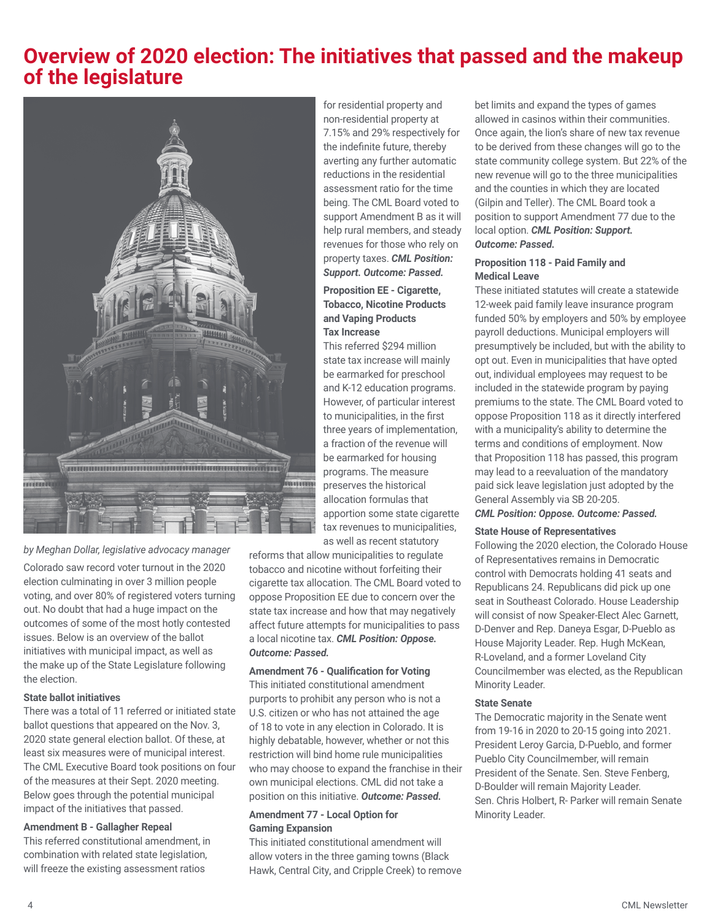# Overview of 2020 election: The initiatives that passed and the makeup of the legislature

*by Meghan Dollar, legislative advocacy manager*

Colorado saw record voter turnout in the 2020 election culminating in over 3 million people voting, and over 80% of registered voters turning out. No doubt that had a huge impact on the outcomes of some of the most hotly contested issues. Below is an overview of the ballot initiatives with municipal impact, as well as the make up of the State Legislature following the election.

### State ballot initiatives

There was a total of 11 referred or initiated state ballot questions that appeared on the Nov. 3, 2020 state general election ballot. Of these, at least six measures were of municipal interest. The CML Executive Board took positions on four of the measures at their Sept. 2020 meeting. Below goes through the potential municipal impact of the initiatives that passed.

### Amendment B - Gallagher Repeal

This referred constitutional amendment, in combination with related state legislation, will freeze the existing assessment ratios for residential property and non-residential property at 7.15% and 29% respectively for the indefinite future, thereby averting any further automatic reductions in the residential assessment ratio for the time being. The CML Board voted to support Amendment B as it will help rural members, and steady revenues for those who rely on property taxes. ***CML Position: Support. Outcome: Passed.***

### Proposition EE - Cigarette, Tobacco, Nicotine Products and Vaping Products Tax Increase

This referred $294 million state tax increase will mainly be earmarked for preschool and K-12 education programs. However, of particular interest to municipalities, in the first three years of implementation, a fraction of the revenue will be earmarked for housing programs. The measure preserves the historical allocation formulas that apportion some state cigarette tax revenues to municipalities, as well as recent statutory reforms that allow municipalities to regulate tobacco and nicotine without forfeiting their cigarette tax allocation. The CML Board voted to oppose Proposition EE due to concern over the state tax increase and how that may negatively affect future attempts for municipalities to pass a local nicotine tax. ***CML Position: Oppose. Outcome: Passed.***

### Amendment 76 - Qualification for Voting

This initiated constitutional amendment purports to prohibit any person who is not a U.S. citizen or who has not attained the age of 18 to vote in any election in Colorado. It is highly debatable, however, whether or not this restriction will bind home rule municipalities who may choose to expand the franchise in their own municipal elections. CML did not take a position on this initiative. ***Outcome: Passed.***

### Amendment 77 - Local Option for Gaming Expansion

This initiated constitutional amendment will allow voters in the three gaming towns (Black Hawk, Central City, and Cripple Creek) to remove bet limits and expand the types of games allowed in casinos within their communities. Once again, the lion's share of new tax revenue to be derived from these changes will go to the state community college system. But 22% of the new revenue will go to the three municipalities and the counties in which they are located (Gilpin and Teller). The CML Board took a position to support Amendment 77 due to the local option. ***CML Position: Support. Outcome: Passed.***

### Proposition 118 - Paid Family and Medical Leave

These initiated statutes will create a statewide 12-week paid family leave insurance program funded 50% by employers and 50% by employee payroll deductions. Municipal employers will presumptively be included, but with the ability to opt out. Even in municipalities that have opted out, individual employees may request to be included in the statewide program by paying premiums to the state. The CML Board voted to oppose Proposition 118 as it directly interfered with a municipality's ability to determine the terms and conditions of employment. Now that Proposition 118 has passed, this program may lead to a reevaluation of the mandatory paid sick leave legislation just adopted by the General Assembly via SB 20-205.
***CML Position: Oppose. Outcome: Passed.***

### State House of Representatives

Following the 2020 election, the Colorado House of Representatives remains in Democratic control with Democrats holding 41 seats and Republicans 24. Republicans did pick up one seat in Southeast Colorado. House Leadership will consist of now Speaker-Elect Alec Garnett, D-Denver and Rep. Daneya Esgar, D-Pueblo as House Majority Leader. Rep. Hugh McKean, R-Loveland, and a former Loveland City Councilmember was elected, as the Republican Minority Leader.

### State Senate

The Democratic majority in the Senate went from 19-16 in 2020 to 20-15 going into 2021. President Leroy Garcia, D-Pueblo, and former Pueblo City Councilmember, will remain President of the Senate. Sen. Steve Fenberg, D-Boulder will remain Majority Leader. Sen. Chris Holbert, R- Parker will remain Senate Minority Leader.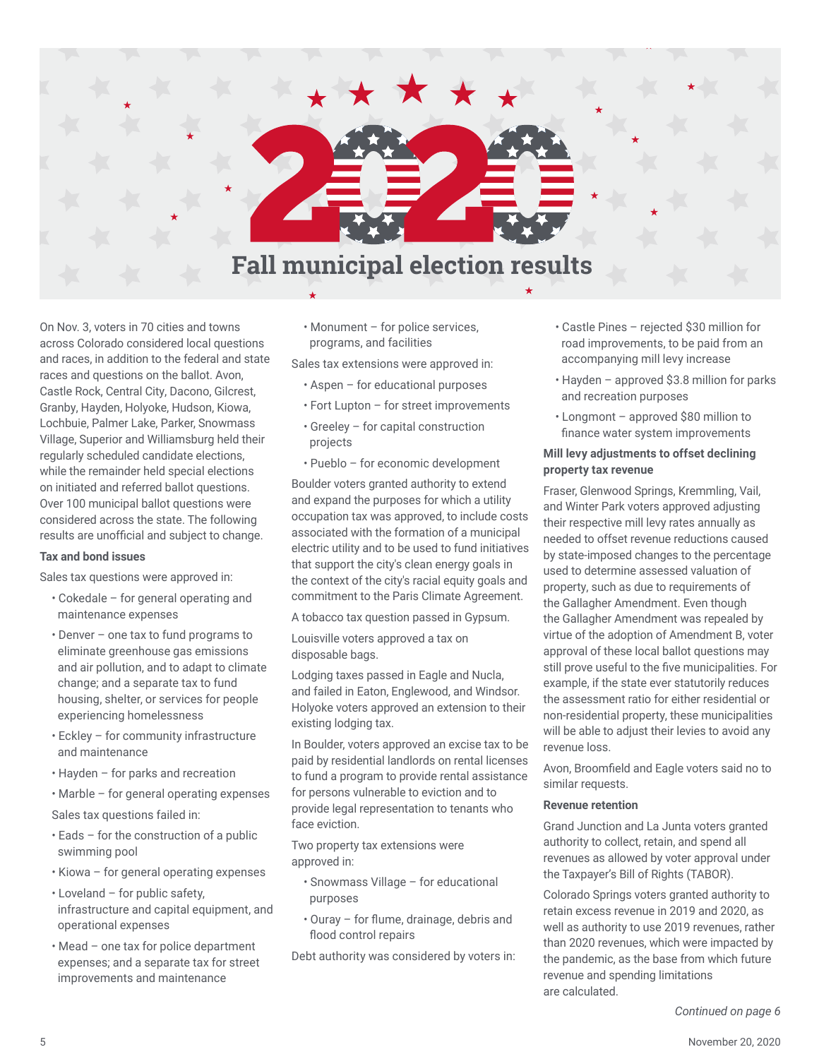# 2020 Fall municipal election results

On Nov. 3, voters in 70 cities and towns across Colorado considered local questions and races, in addition to the federal and state races and questions on the ballot. Avon, Castle Rock, Central City, Dacono, Gilcrest, Granby, Hayden, Holyoke, Hudson, Kiowa, Lochbuie, Palmer Lake, Parker, Snowmass Village, Superior and Williamsburg held their regularly scheduled candidate elections, while the remainder held special elections on initiated and referred ballot questions. Over 100 municipal ballot questions were considered across the state. The following results are unofficial and subject to change.

**Tax and bond issues**

Sales tax questions were approved in:

- Cokedale – for general operating and maintenance expenses
- Denver – one tax to fund programs to eliminate greenhouse gas emissions and air pollution, and to adapt to climate change; and a separate tax to fund housing, shelter, or services for people experiencing homelessness
- Eckley – for community infrastructure and maintenance
- Hayden – for parks and recreation
- Marble – for general operating expenses

Sales tax questions failed in:

- Eads – for the construction of a public swimming pool
- Kiowa – for general operating expenses
- Loveland – for public safety, infrastructure and capital equipment, and operational expenses
- Mead – one tax for police department expenses; and a separate tax for street improvements and maintenance
- Monument – for police services, programs, and facilities

Sales tax extensions were approved in:

- Aspen – for educational purposes
- Fort Lupton – for street improvements
- Greeley – for capital construction projects
- Pueblo – for economic development

Boulder voters granted authority to extend and expand the purposes for which a utility occupation tax was approved, to include costs associated with the formation of a municipal electric utility and to be used to fund initiatives that support the city's clean energy goals in the context of the city's racial equity goals and commitment to the Paris Climate Agreement.

A tobacco tax question passed in Gypsum.

Louisville voters approved a tax on disposable bags.

Lodging taxes passed in Eagle and Nucla, and failed in Eaton, Englewood, and Windsor. Holyoke voters approved an extension to their existing lodging tax.

In Boulder, voters approved an excise tax to be paid by residential landlords on rental licenses to fund a program to provide rental assistance for persons vulnerable to eviction and to provide legal representation to tenants who face eviction.

Two property tax extensions were approved in:

- Snowmass Village – for educational purposes
- Ouray – for flume, drainage, debris and flood control repairs

Debt authority was considered by voters in:

- Castle Pines – rejected $30 million for road improvements, to be paid from an accompanying mill levy increase
- Hayden – approved $3.8 million for parks and recreation purposes
- Longmont – approved $80 million to finance water system improvements

**Mill levy adjustments to offset declining property tax revenue**

Fraser, Glenwood Springs, Kremmling, Vail, and Winter Park voters approved adjusting their respective mill levy rates annually as needed to offset revenue reductions caused by state-imposed changes to the percentage used to determine assessed valuation of property, such as due to requirements of the Gallagher Amendment. Even though the Gallagher Amendment was repealed by virtue of the adoption of Amendment B, voter approval of these local ballot questions may still prove useful to the five municipalities. For example, if the state ever statutorily reduces the assessment ratio for either residential or non-residential property, these municipalities will be able to adjust their levies to avoid any revenue loss.

Avon, Broomfield and Eagle voters said no to similar requests.

**Revenue retention**

Grand Junction and La Junta voters granted authority to collect, retain, and spend all revenues as allowed by voter approval under the Taxpayer's Bill of Rights (TABOR).

Colorado Springs voters granted authority to retain excess revenue in 2019 and 2020, as well as authority to use 2019 revenues, rather than 2020 revenues, which were impacted by the pandemic, as the base from which future revenue and spending limitations are calculated.

*Continued on page 6*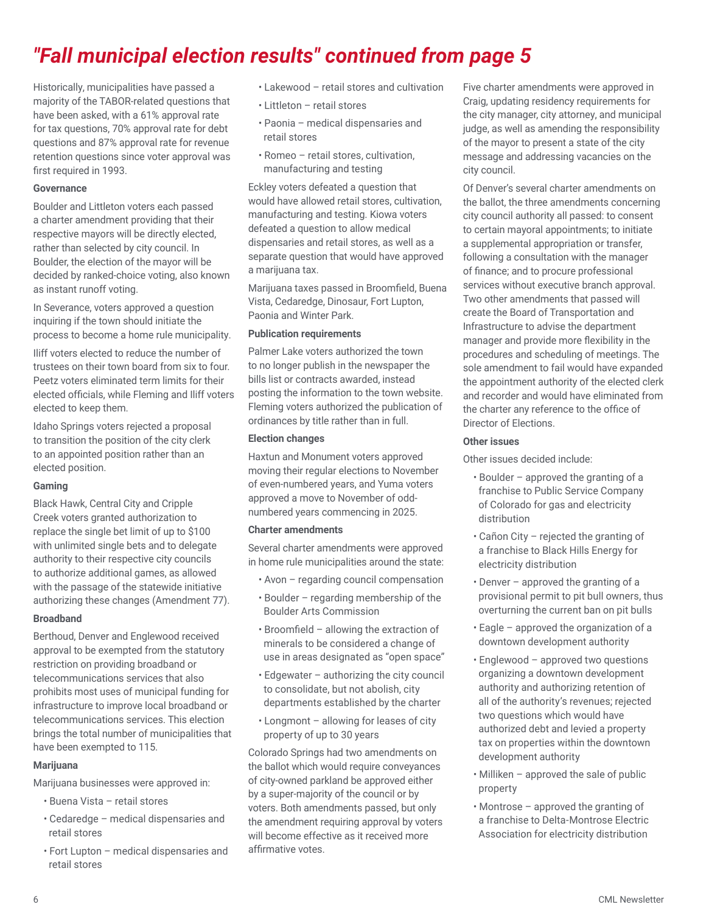# "Fall municipal election results" continued from page 5

Historically, municipalities have passed a majority of the TABOR-related questions that have been asked, with a 61% approval rate for tax questions, 70% approval rate for debt questions and 87% approval rate for revenue retention questions since voter approval was first required in 1993.

**Governance**

Boulder and Littleton voters each passed a charter amendment providing that their respective mayors will be directly elected, rather than selected by city council. In Boulder, the election of the mayor will be decided by ranked-choice voting, also known as instant runoff voting.

In Severance, voters approved a question inquiring if the town should initiate the process to become a home rule municipality.

Iliff voters elected to reduce the number of trustees on their town board from six to four. Peetz voters eliminated term limits for their elected officials, while Fleming and Iliff voters elected to keep them.

Idaho Springs voters rejected a proposal to transition the position of the city clerk to an appointed position rather than an elected position.

**Gaming**

Black Hawk, Central City and Cripple Creek voters granted authorization to replace the single bet limit of up to $100 with unlimited single bets and to delegate authority to their respective city councils to authorize additional games, as allowed with the passage of the statewide initiative authorizing these changes (Amendment 77).

**Broadband**

Berthoud, Denver and Englewood received approval to be exempted from the statutory restriction on providing broadband or telecommunications services that also prohibits most uses of municipal funding for infrastructure to improve local broadband or telecommunications services. This election brings the total number of municipalities that have been exempted to 115.

**Marijuana**

Marijuana businesses were approved in:

- Buena Vista – retail stores
- Cedaredge – medical dispensaries and retail stores
- Fort Lupton – medical dispensaries and retail stores
- Lakewood – retail stores and cultivation
- Littleton – retail stores
- Paonia – medical dispensaries and retail stores
- Romeo – retail stores, cultivation, manufacturing and testing

Eckley voters defeated a question that would have allowed retail stores, cultivation, manufacturing and testing. Kiowa voters defeated a question to allow medical dispensaries and retail stores, as well as a separate question that would have approved a marijuana tax.

Marijuana taxes passed in Broomfield, Buena Vista, Cedaredge, Dinosaur, Fort Lupton, Paonia and Winter Park.

**Publication requirements**

Palmer Lake voters authorized the town to no longer publish in the newspaper the bills list or contracts awarded, instead posting the information to the town website. Fleming voters authorized the publication of ordinances by title rather than in full.

**Election changes**

Haxtun and Monument voters approved moving their regular elections to November of even-numbered years, and Yuma voters approved a move to November of odd-numbered years commencing in 2025.

**Charter amendments**

Several charter amendments were approved in home rule municipalities around the state:

- Avon – regarding council compensation
- Boulder – regarding membership of the Boulder Arts Commission
- Broomfield – allowing the extraction of minerals to be considered a change of use in areas designated as "open space"
- Edgewater – authorizing the city council to consolidate, but not abolish, city departments established by the charter
- Longmont – allowing for leases of city property of up to 30 years

Colorado Springs had two amendments on the ballot which would require conveyances of city-owned parkland be approved either by a super-majority of the council or by voters. Both amendments passed, but only the amendment requiring approval by voters will become effective as it received more affirmative votes.

Five charter amendments were approved in Craig, updating residency requirements for the city manager, city attorney, and municipal judge, as well as amending the responsibility of the mayor to present a state of the city message and addressing vacancies on the city council.

Of Denver's several charter amendments on the ballot, the three amendments concerning city council authority all passed: to consent to certain mayoral appointments; to initiate a supplemental appropriation or transfer, following a consultation with the manager of finance; and to procure professional services without executive branch approval. Two other amendments that passed will create the Board of Transportation and Infrastructure to advise the department manager and provide more flexibility in the procedures and scheduling of meetings. The sole amendment to fail would have expanded the appointment authority of the elected clerk and recorder and would have eliminated from the charter any reference to the office of Director of Elections.

**Other issues**

Other issues decided include:

- Boulder – approved the granting of a franchise to Public Service Company of Colorado for gas and electricity distribution
- Cañon City – rejected the granting of a franchise to Black Hills Energy for electricity distribution
- Denver – approved the granting of a provisional permit to pit bull owners, thus overturning the current ban on pit bulls
- Eagle – approved the organization of a downtown development authority
- Englewood – approved two questions organizing a downtown development authority and authorizing retention of all of the authority's revenues; rejected two questions which would have authorized debt and levied a property tax on properties within the downtown development authority
- Milliken – approved the sale of public property
- Montrose – approved the granting of a franchise to Delta-Montrose Electric Association for electricity distribution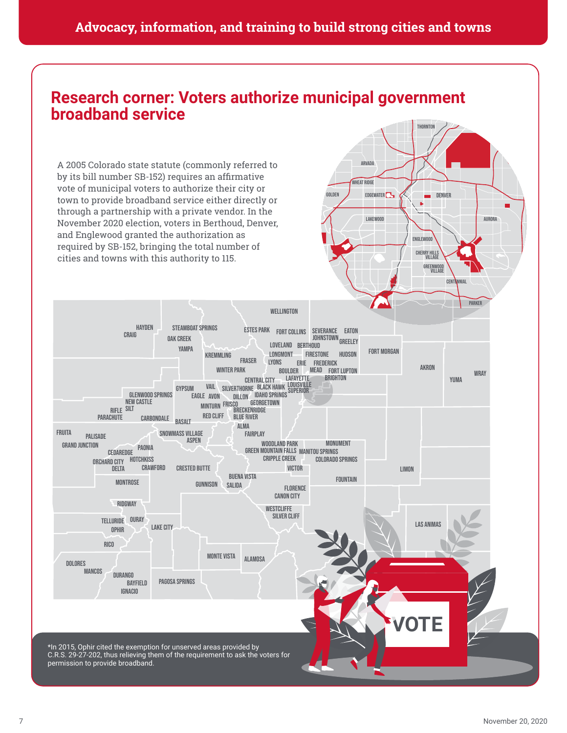Advocacy, information, and training to build strong cities and towns

## Research corner: Voters authorize municipal government broadband service

A 2005 Colorado state statute (commonly referred to by its bill number SB-152) requires an affirmative vote of municipal voters to authorize their city or town to provide broadband service either directly or through a partnership with a private vendor. In the November 2020 election, voters in Berthoud, Denver, and Englewood granted the authorization as required by SB-152, bringing the total number of cities and towns with this authority to 115.

*In 2015, Ophir cited the exemption for unserved areas provided by C.R.S. 29-27-202, thus relieving them of the requirement to ask the voters for permission to provide broadband.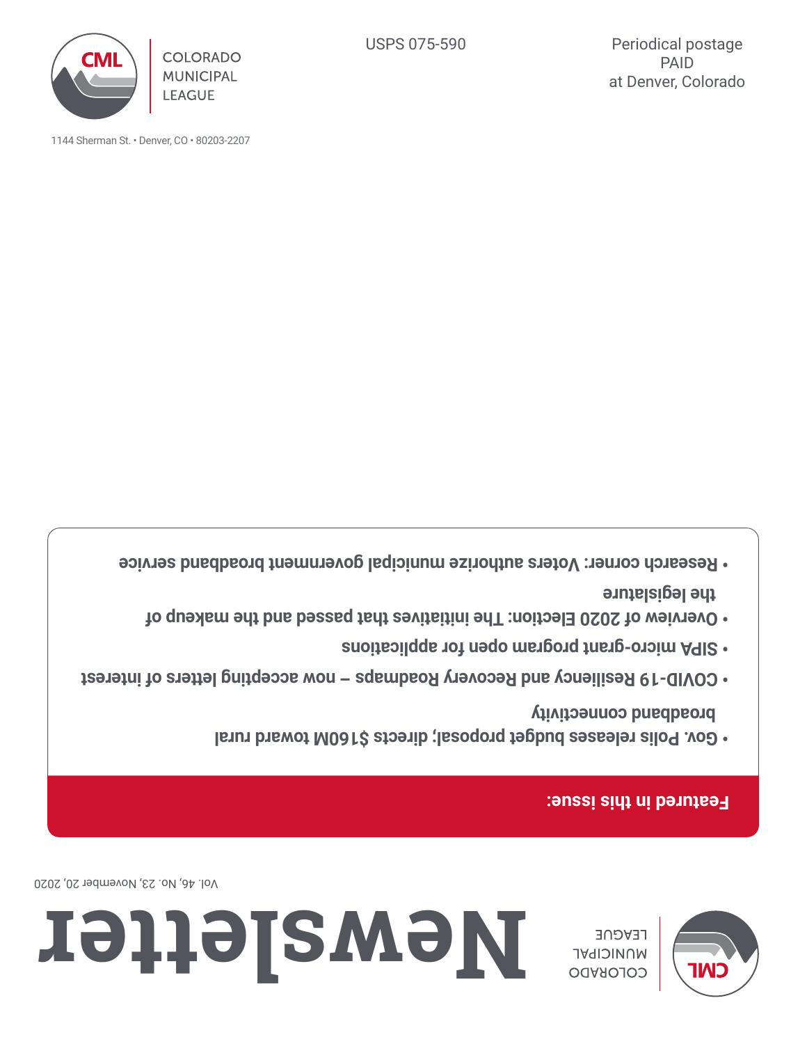COLORADO MUNICIPAL LEAGUE

1144 Sherman St. • Denver, CO • 80203-2207

USPS 075-590

Periodical postage PAID at Denver, Colorado

# Newsletter

Vol. 46, No. 23, November 20, 2020

COLORADO MUNICIPAL LEAGUE

## Featured in this issue:

- Gov. Polis releases budget proposal; directs $160M toward rural broadband connectivity
- COVID-19 Resiliency and Recovery Roadmaps – now accepting letters of interest
- SIPA micro-grant program open for applications
- Overview of 2020 Election: The initiatives that passed and the makeup of the legislature
- Research corner: Voters authorize municipal government broadband service